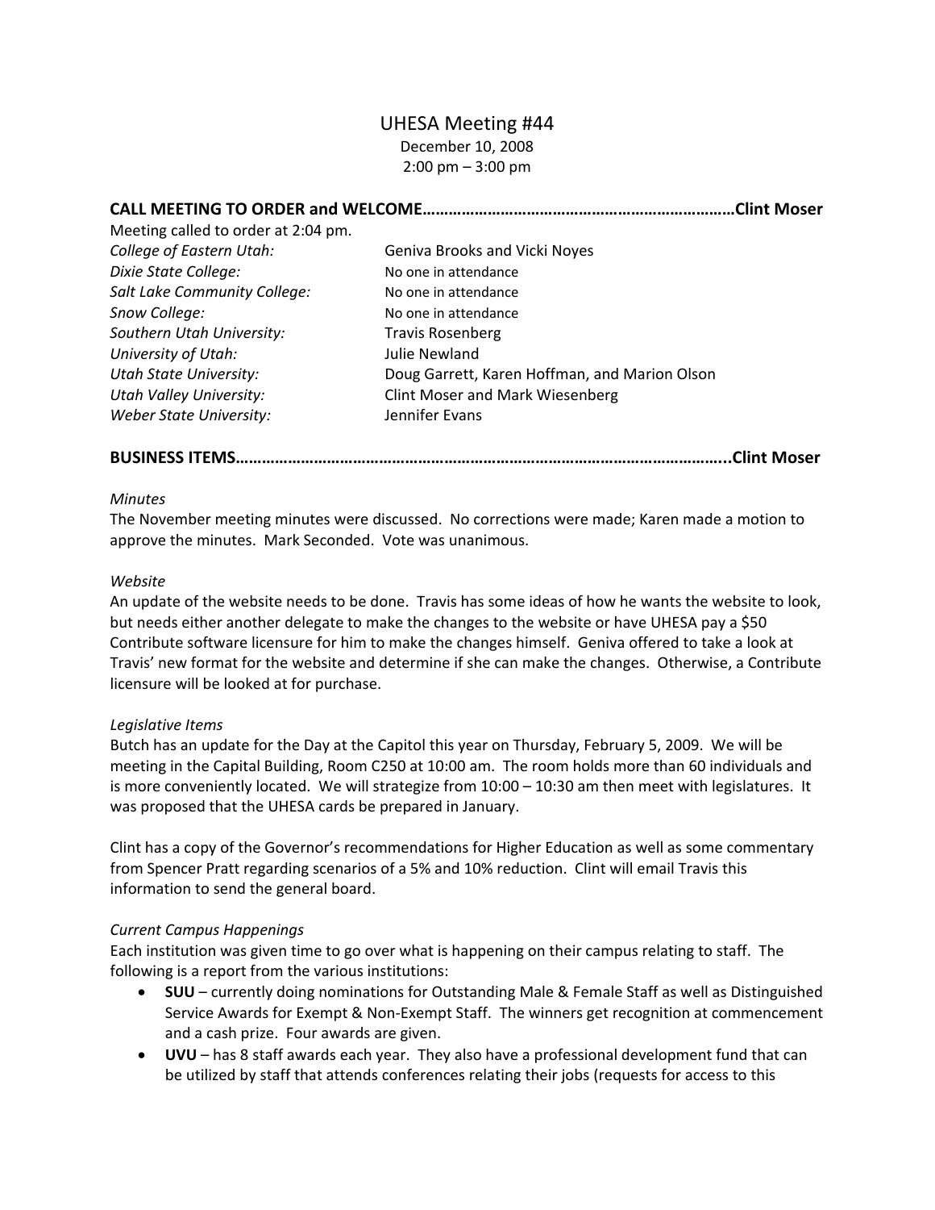# UHESA Meeting #44

December 10, 2008
2:00 pm – 3:00 pm

**CALL MEETING TO ORDER and WELCOME……………………………………………………………Clint Moser**

Meeting called to order at 2:04 pm.

| | |
|---|---|
| *College of Eastern Utah:* | Geniva Brooks and Vicki Noyes |
| *Dixie State College:* | No one in attendance |
| *Salt Lake Community College:* | No one in attendance |
| *Snow College:* | No one in attendance |
| *Southern Utah University:* | Travis Rosenberg |
| *University of Utah:* | Julie Newland |
| *Utah State University:* | Doug Garrett, Karen Hoffman, and Marion Olson |
| *Utah Valley University:* | Clint Moser and Mark Wiesenberg |
| *Weber State University:* | Jennifer Evans |

**BUSINESS ITEMS………………………………………………………………………………………………..Clint Moser**

*Minutes*

The November meeting minutes were discussed. No corrections were made; Karen made a motion to approve the minutes. Mark Seconded. Vote was unanimous.

*Website*

An update of the website needs to be done. Travis has some ideas of how he wants the website to look, but needs either another delegate to make the changes to the website or have UHESA pay a $50 Contribute software licensure for him to make the changes himself. Geniva offered to take a look at Travis' new format for the website and determine if she can make the changes. Otherwise, a Contribute licensure will be looked at for purchase.

*Legislative Items*

Butch has an update for the Day at the Capitol this year on Thursday, February 5, 2009. We will be meeting in the Capital Building, Room C250 at 10:00 am. The room holds more than 60 individuals and is more conveniently located. We will strategize from 10:00 – 10:30 am then meet with legislatures. It was proposed that the UHESA cards be prepared in January.

Clint has a copy of the Governor's recommendations for Higher Education as well as some commentary from Spencer Pratt regarding scenarios of a 5% and 10% reduction. Clint will email Travis this information to send the general board.

*Current Campus Happenings*

Each institution was given time to go over what is happening on their campus relating to staff. The following is a report from the various institutions:

- **SUU** – currently doing nominations for Outstanding Male & Female Staff as well as Distinguished Service Awards for Exempt & Non-Exempt Staff. The winners get recognition at commencement and a cash prize. Four awards are given.
- **UVU** – has 8 staff awards each year. They also have a professional development fund that can be utilized by staff that attends conferences relating their jobs (requests for access to this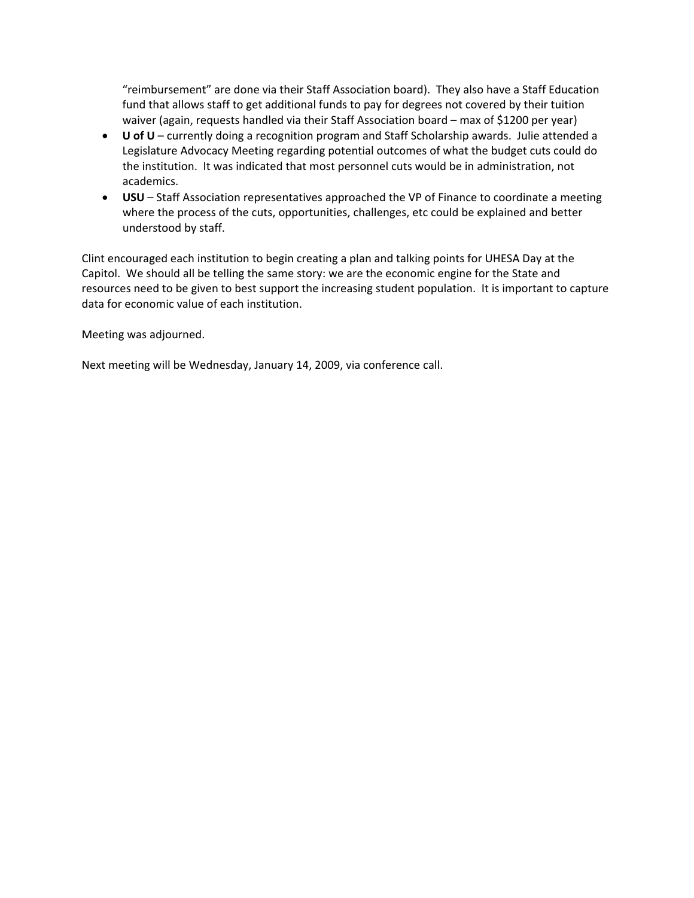"reimbursement" are done via their Staff Association board). They also have a Staff Education fund that allows staff to get additional funds to pay for degrees not covered by their tuition waiver (again, requests handled via their Staff Association board – max of $1200 per year)

- **U of U** – currently doing a recognition program and Staff Scholarship awards. Julie attended a Legislature Advocacy Meeting regarding potential outcomes of what the budget cuts could do the institution. It was indicated that most personnel cuts would be in administration, not academics.
- **USU** – Staff Association representatives approached the VP of Finance to coordinate a meeting where the process of the cuts, opportunities, challenges, etc could be explained and better understood by staff.

Clint encouraged each institution to begin creating a plan and talking points for UHESA Day at the Capitol. We should all be telling the same story: we are the economic engine for the State and resources need to be given to best support the increasing student population. It is important to capture data for economic value of each institution.

Meeting was adjourned.

Next meeting will be Wednesday, January 14, 2009, via conference call.